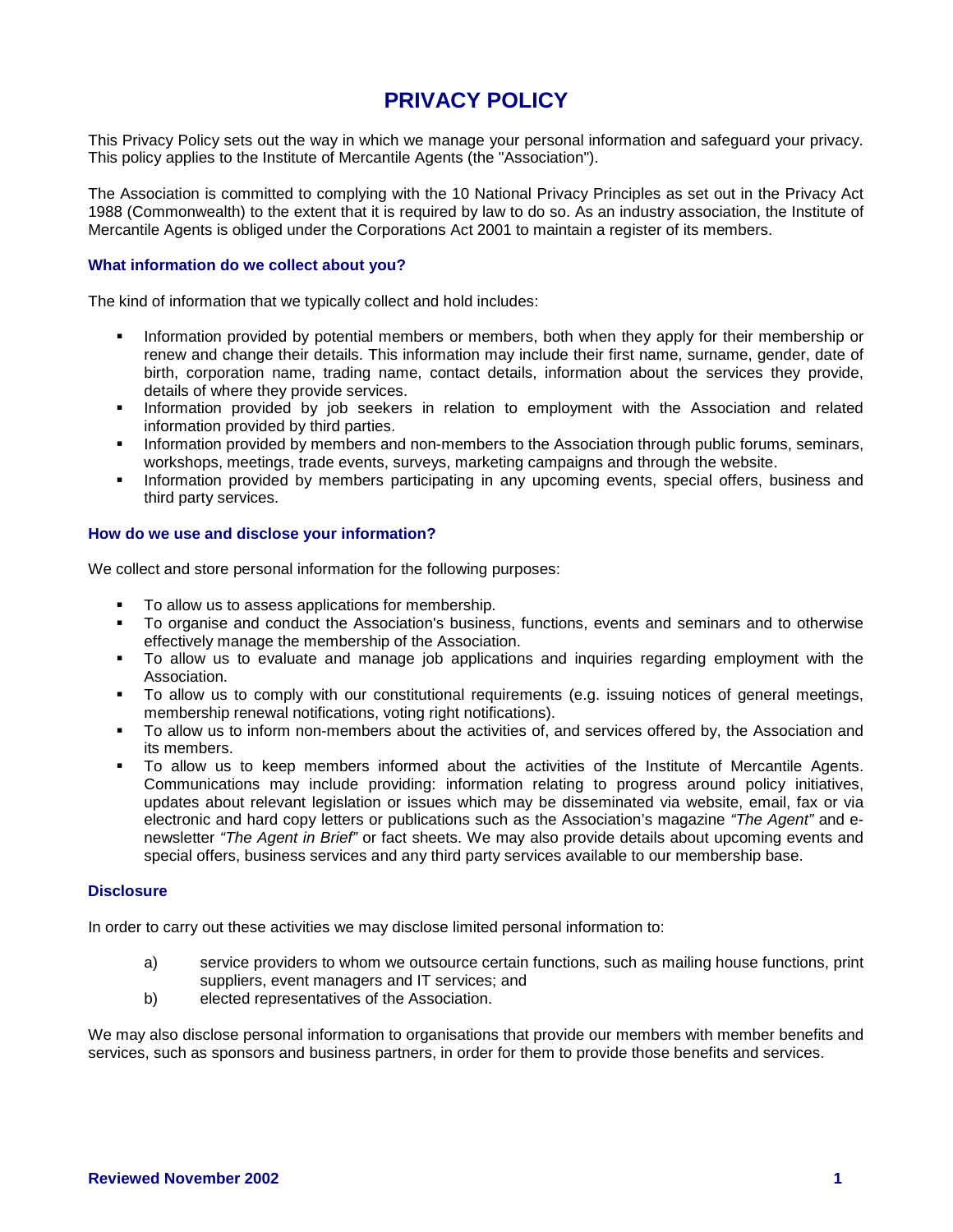# PRIVACY POLICY

This Privacy Policy sets out the way in which we manage your personal information and safeguard your privacy. This policy applies to the Institute of Mercantile Agents (the "Association").

The Association is committed to complying with the 10 National Privacy Principles as set out in the Privacy Act 1988 (Commonwealth) to the extent that it is required by law to do so. As an industry association, the Institute of Mercantile Agents is obliged under the Corporations Act 2001 to maintain a register of its members.

### What information do we collect about you?

The kind of information that we typically collect and hold includes:

- Information provided by potential members or members, both when they apply for their membership or renew and change their details. This information may include their first name, surname, gender, date of birth, corporation name, trading name, contact details, information about the services they provide, details of where they provide services.
- Information provided by job seekers in relation to employment with the Association and related information provided by third parties.
- Information provided by members and non-members to the Association through public forums, seminars, workshops, meetings, trade events, surveys, marketing campaigns and through the website.
- Information provided by members participating in any upcoming events, special offers, business and third party services.

### How do we use and disclose your information?

We collect and store personal information for the following purposes:

- To allow us to assess applications for membership.
- To organise and conduct the Association's business, functions, events and seminars and to otherwise effectively manage the membership of the Association.
- To allow us to evaluate and manage job applications and inquiries regarding employment with the Association.
- To allow us to comply with our constitutional requirements (e.g. issuing notices of general meetings, membership renewal notifications, voting right notifications).
- To allow us to inform non-members about the activities of, and services offered by, the Association and its members.
- To allow us to keep members informed about the activities of the Institute of Mercantile Agents. Communications may include providing: information relating to progress around policy initiatives, updates about relevant legislation or issues which may be disseminated via website, email, fax or via electronic and hard copy letters or publications such as the Association's magazine *"The Agent"* and e-newsletter *"The Agent in Brief"* or fact sheets. We may also provide details about upcoming events and special offers, business services and any third party services available to our membership base.

### Disclosure

In order to carry out these activities we may disclose limited personal information to:

a) service providers to whom we outsource certain functions, such as mailing house functions, print suppliers, event managers and IT services; and

b) elected representatives of the Association.

We may also disclose personal information to organisations that provide our members with member benefits and services, such as sponsors and business partners, in order for them to provide those benefits and services.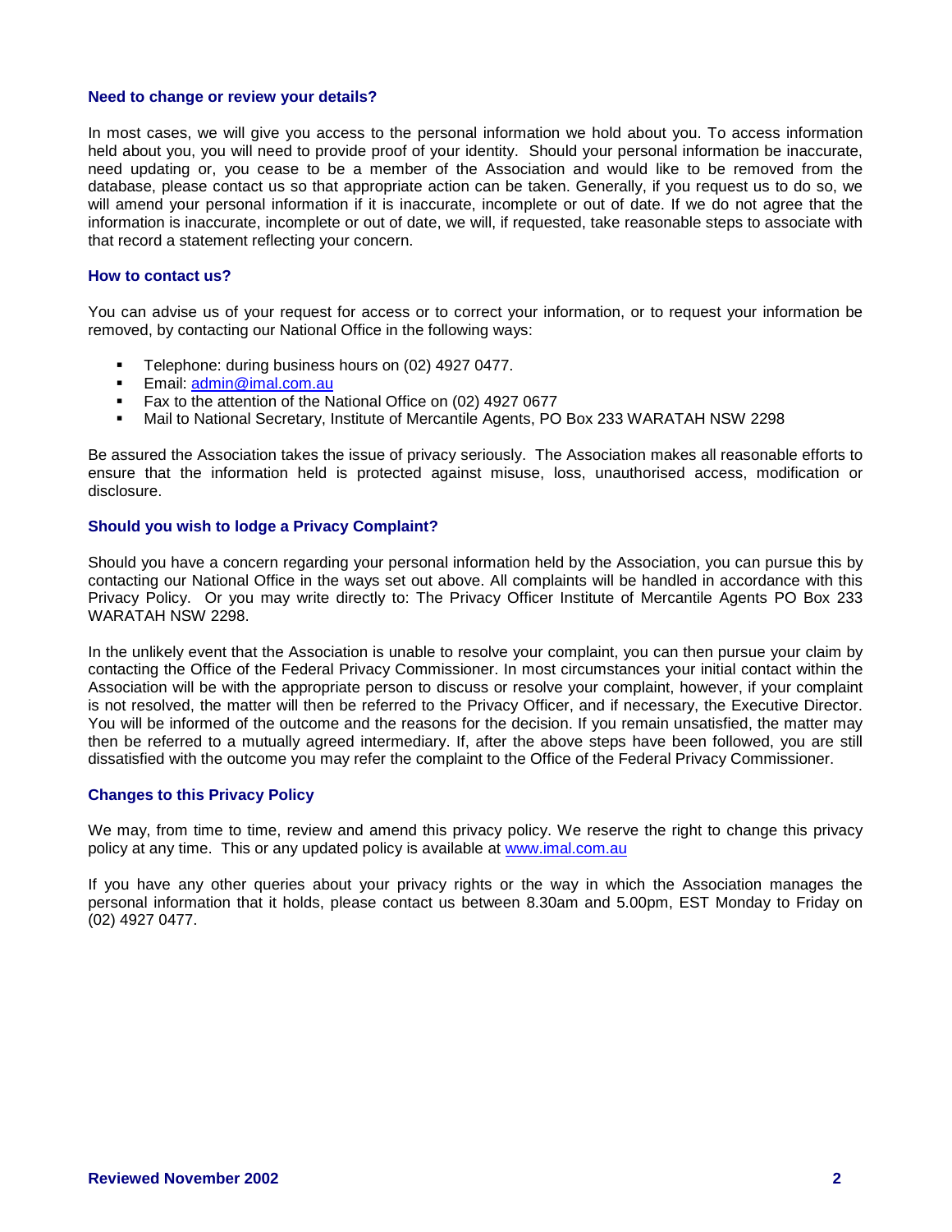### Need to change or review your details?

In most cases, we will give you access to the personal information we hold about you. To access information held about you, you will need to provide proof of your identity. Should your personal information be inaccurate, need updating or, you cease to be a member of the Association and would like to be removed from the database, please contact us so that appropriate action can be taken. Generally, if you request us to do so, we will amend your personal information if it is inaccurate, incomplete or out of date. If we do not agree that the information is inaccurate, incomplete or out of date, we will, if requested, take reasonable steps to associate with that record a statement reflecting your concern.

### How to contact us?

You can advise us of your request for access or to correct your information, or to request your information be removed, by contacting our National Office in the following ways:

- Telephone: during business hours on (02) 4927 0477.
- Email: [admin@imal.com.au](mailto:admin@imal.com.au)
- Fax to the attention of the National Office on (02) 4927 0677
- Mail to National Secretary, Institute of Mercantile Agents, PO Box 233 WARATAH NSW 2298

Be assured the Association takes the issue of privacy seriously. The Association makes all reasonable efforts to ensure that the information held is protected against misuse, loss, unauthorised access, modification or disclosure.

### Should you wish to lodge a Privacy Complaint?

Should you have a concern regarding your personal information held by the Association, you can pursue this by contacting our National Office in the ways set out above. All complaints will be handled in accordance with this Privacy Policy. Or you may write directly to: The Privacy Officer Institute of Mercantile Agents PO Box 233 WARATAH NSW 2298.

In the unlikely event that the Association is unable to resolve your complaint, you can then pursue your claim by contacting the Office of the Federal Privacy Commissioner. In most circumstances your initial contact within the Association will be with the appropriate person to discuss or resolve your complaint, however, if your complaint is not resolved, the matter will then be referred to the Privacy Officer, and if necessary, the Executive Director. You will be informed of the outcome and the reasons for the decision. If you remain unsatisfied, the matter may then be referred to a mutually agreed intermediary. If, after the above steps have been followed, you are still dissatisfied with the outcome you may refer the complaint to the Office of the Federal Privacy Commissioner.

### Changes to this Privacy Policy

We may, from time to time, review and amend this privacy policy. We reserve the right to change this privacy policy at any time. This or any updated policy is available at [www.imal.com.au](http://www.imal.com.au)

If you have any other queries about your privacy rights or the way in which the Association manages the personal information that it holds, please contact us between 8.30am and 5.00pm, EST Monday to Friday on (02) 4927 0477.

**Reviewed November 2002**